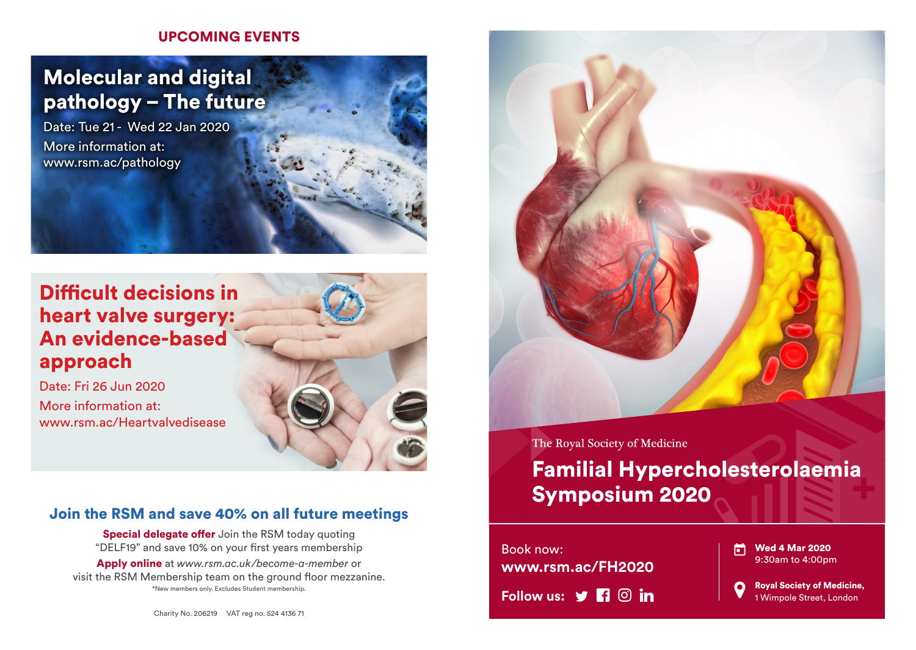## UPCOMING EVENTS

### Molecular and digital pathology – The future

Date: Tue 21 - Wed 22 Jan 2020

More information at:
www.rsm.ac/pathology

### Difficult decisions in heart valve surgery: An evidence-based approach

Date: Fri 26 Jun 2020

More information at:
www.rsm.ac/Heartvalvedisease

### Join the RSM and save 40% on all future meetings

**Special delegate offer** Join the RSM today quoting "DELF19" and save 10% on your first years membership

**Apply online** at *www.rsm.ac.uk/become-a-member* or visit the RSM Membership team on the ground floor mezzanine.

*New members only. Excludes Student membership.

Charity No. 206219 VAT reg no. 524 4136 71

The Royal Society of Medicine

# Familial Hypercholesterolaemia Symposium 2020

Book now:
**www.rsm.ac/FH2020**

**Follow us:**

**Wed 4 Mar 2020**
9:30am to 4:00pm

**Royal Society of Medicine,**
1 Wimpole Street, London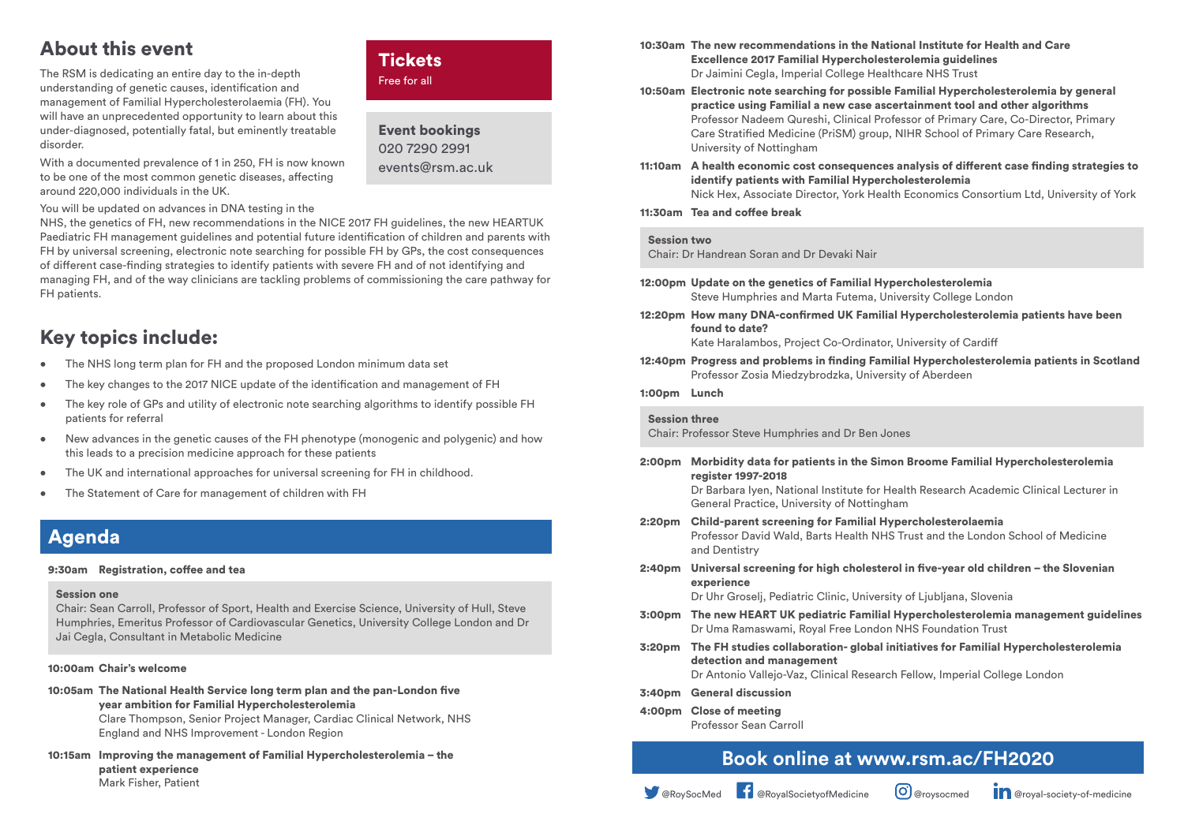## About this event

The RSM is dedicating an entire day to the in-depth understanding of genetic causes, identification and management of Familial Hypercholesterolaemia (FH). You will have an unprecedented opportunity to learn about this under-diagnosed, potentially fatal, but eminently treatable disorder.

With a documented prevalence of 1 in 250, FH is now known to be one of the most common genetic diseases, affecting around 220,000 individuals in the UK.

You will be updated on advances in DNA testing in the NHS, the genetics of FH, new recommendations in the NICE 2017 FH guidelines, the new HEARTUK Paediatric FH management guidelines and potential future identification of children and parents with FH by universal screening, electronic note searching for possible FH by GPs, the cost consequences of different case-finding strategies to identify patients with severe FH and of not identifying and managing FH, and of the way clinicians are tackling problems of commissioning the care pathway for FH patients.

## Tickets

Free for all

**Event bookings**
020 7290 2991
events@rsm.ac.uk

## Key topics include:

- The NHS long term plan for FH and the proposed London minimum data set
- The key changes to the 2017 NICE update of the identification and management of FH
- The key role of GPs and utility of electronic note searching algorithms to identify possible FH patients for referral
- New advances in the genetic causes of the FH phenotype (monogenic and polygenic) and how this leads to a precision medicine approach for these patients
- The UK and international approaches for universal screening for FH in childhood.
- The Statement of Care for management of children with FH

## Agenda

**9:30am Registration, coffee and tea**

**Session one**
Chair: Sean Carroll, Professor of Sport, Health and Exercise Science, University of Hull, Steve Humphries, Emeritus Professor of Cardiovascular Genetics, University College London and Dr Jai Cegla, Consultant in Metabolic Medicine

**10:00am Chair's welcome**

**10:05am The National Health Service long term plan and the pan-London five year ambition for Familial Hypercholesterolemia**
Clare Thompson, Senior Project Manager, Cardiac Clinical Network, NHS England and NHS Improvement - London Region

**10:15am Improving the management of Familial Hypercholesterolemia – the patient experience**
Mark Fisher, Patient

**10:30am The new recommendations in the National Institute for Health and Care Excellence 2017 Familial Hypercholesterolemia guidelines**
Dr Jaimini Cegla, Imperial College Healthcare NHS Trust

**10:50am Electronic note searching for possible Familial Hypercholesterolemia by general practice using Familial a new case ascertainment tool and other algorithms**
Professor Nadeem Qureshi, Clinical Professor of Primary Care, Co-Director, Primary Care Stratified Medicine (PriSM) group, NIHR School of Primary Care Research, University of Nottingham

**11:10am A health economic cost consequences analysis of different case finding strategies to identify patients with Familial Hypercholesterolemia**
Nick Hex, Associate Director, York Health Economics Consortium Ltd, University of York

**11:30am Tea and coffee break**

**Session two**
Chair: Dr Handrean Soran and Dr Devaki Nair

**12:00pm Update on the genetics of Familial Hypercholesterolemia**
Steve Humphries and Marta Futema, University College London

**12:20pm How many DNA-confirmed UK Familial Hypercholesterolemia patients have been found to date?**
Kate Haralambos, Project Co-Ordinator, University of Cardiff

**12:40pm Progress and problems in finding Familial Hypercholesterolemia patients in Scotland**
Professor Zosia Miedzybrodzka, University of Aberdeen

**1:00pm Lunch**

**Session three**
Chair: Professor Steve Humphries and Dr Ben Jones

**2:00pm Morbidity data for patients in the Simon Broome Familial Hypercholesterolemia register 1997-2018**
Dr Barbara Iyen, National Institute for Health Research Academic Clinical Lecturer in General Practice, University of Nottingham

**2:20pm Child-parent screening for Familial Hypercholesterolaemia**
Professor David Wald, Barts Health NHS Trust and the London School of Medicine and Dentistry

**2:40pm Universal screening for high cholesterol in five-year old children – the Slovenian experience**
Dr Uhr Groselj, Pediatric Clinic, University of Ljubljana, Slovenia

**3:00pm The new HEART UK pediatric Familial Hypercholesterolemia management guidelines**
Dr Uma Ramaswami, Royal Free London NHS Foundation Trust

**3:20pm The FH studies collaboration- global initiatives for Familial Hypercholesterolemia detection and management**
Dr Antonio Vallejo-Vaz, Clinical Research Fellow, Imperial College London

**3:40pm General discussion**

**4:00pm Close of meeting**
Professor Sean Carroll

## Book online at www.rsm.ac/FH2020

@RoySocMed @RoyalSocietyofMedicine @roysocmed @royal-society-of-medicine